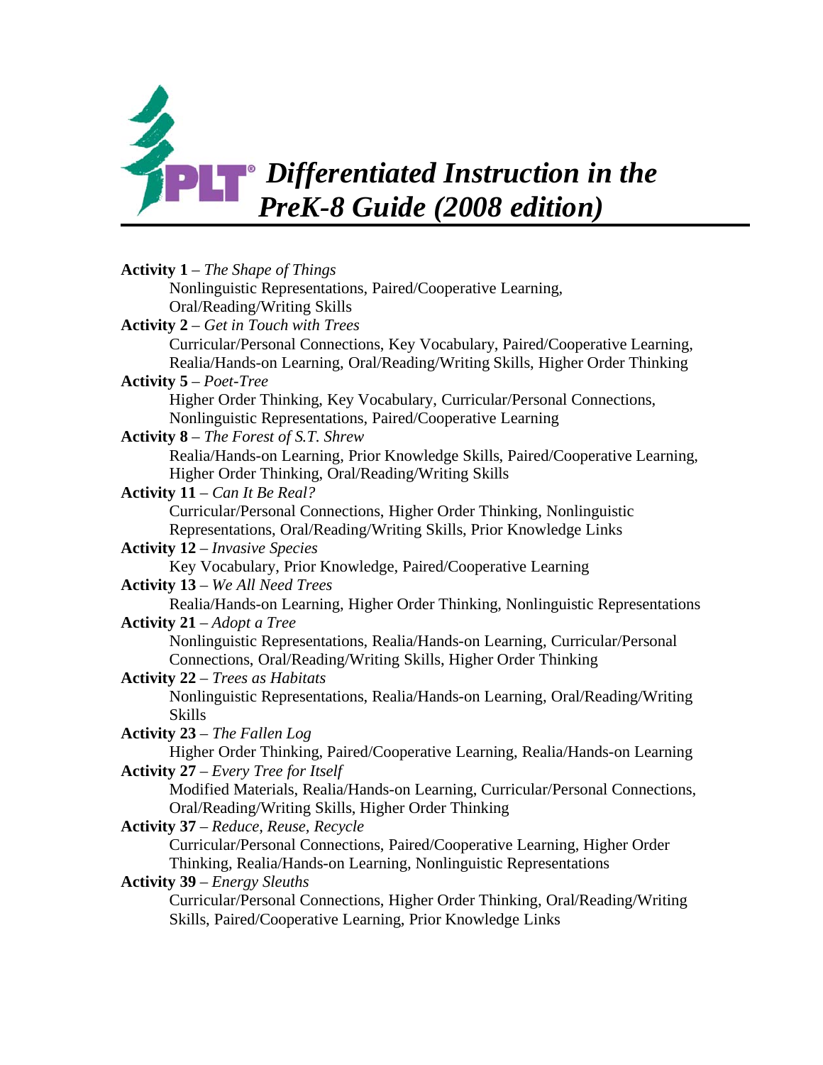# *Differentiated Instruction in the PreK-8 Guide (2008 edition)*

**Activity 1** – *The Shape of Things*
Nonlinguistic Representations, Paired/Cooperative Learning, Oral/Reading/Writing Skills

**Activity 2** – *Get in Touch with Trees*
Curricular/Personal Connections, Key Vocabulary, Paired/Cooperative Learning, Realia/Hands-on Learning, Oral/Reading/Writing Skills, Higher Order Thinking

**Activity 5** – *Poet-Tree*
Higher Order Thinking, Key Vocabulary, Curricular/Personal Connections, Nonlinguistic Representations, Paired/Cooperative Learning

**Activity 8** – *The Forest of S.T. Shrew*
Realia/Hands-on Learning, Prior Knowledge Skills, Paired/Cooperative Learning, Higher Order Thinking, Oral/Reading/Writing Skills

**Activity 11** – *Can It Be Real?*
Curricular/Personal Connections, Higher Order Thinking, Nonlinguistic Representations, Oral/Reading/Writing Skills, Prior Knowledge Links

**Activity 12** – *Invasive Species*
Key Vocabulary, Prior Knowledge, Paired/Cooperative Learning

**Activity 13** – *We All Need Trees*
Realia/Hands-on Learning, Higher Order Thinking, Nonlinguistic Representations

**Activity 21** – *Adopt a Tree*
Nonlinguistic Representations, Realia/Hands-on Learning, Curricular/Personal Connections, Oral/Reading/Writing Skills, Higher Order Thinking

**Activity 22** – *Trees as Habitats*
Nonlinguistic Representations, Realia/Hands-on Learning, Oral/Reading/Writing Skills

**Activity 23** – *The Fallen Log*
Higher Order Thinking, Paired/Cooperative Learning, Realia/Hands-on Learning

**Activity 27** – *Every Tree for Itself*
Modified Materials, Realia/Hands-on Learning, Curricular/Personal Connections, Oral/Reading/Writing Skills, Higher Order Thinking

**Activity 37** – *Reduce, Reuse, Recycle*
Curricular/Personal Connections, Paired/Cooperative Learning, Higher Order Thinking, Realia/Hands-on Learning, Nonlinguistic Representations

**Activity 39** – *Energy Sleuths*
Curricular/Personal Connections, Higher Order Thinking, Oral/Reading/Writing Skills, Paired/Cooperative Learning, Prior Knowledge Links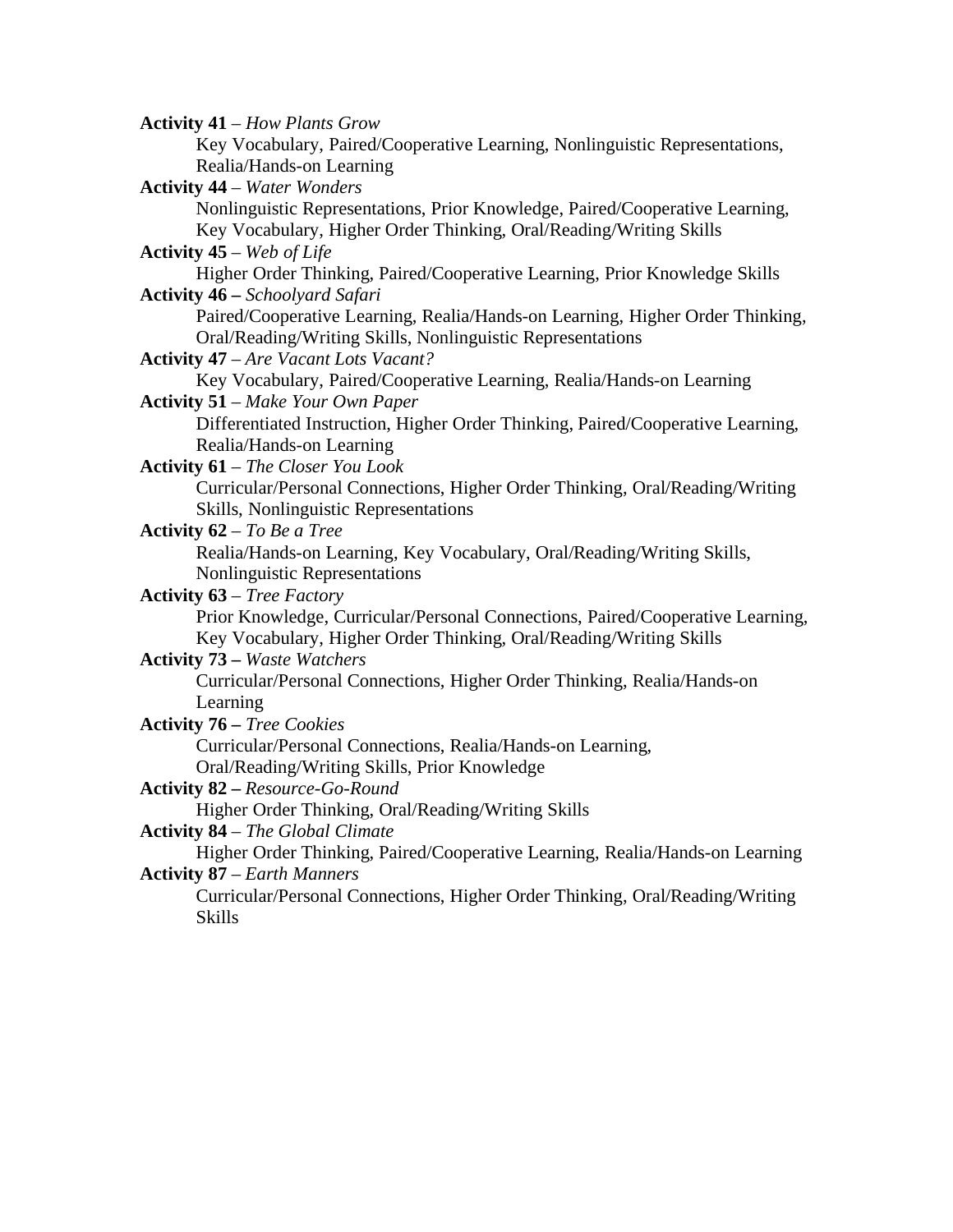**Activity 41** – *How Plants Grow*

Key Vocabulary, Paired/Cooperative Learning, Nonlinguistic Representations, Realia/Hands-on Learning

**Activity 44** – *Water Wonders*

Nonlinguistic Representations, Prior Knowledge, Paired/Cooperative Learning, Key Vocabulary, Higher Order Thinking, Oral/Reading/Writing Skills

**Activity 45** – *Web of Life*

Higher Order Thinking, Paired/Cooperative Learning, Prior Knowledge Skills

**Activity 46 –** *Schoolyard Safari*

Paired/Cooperative Learning, Realia/Hands-on Learning, Higher Order Thinking, Oral/Reading/Writing Skills, Nonlinguistic Representations

**Activity 47** – *Are Vacant Lots Vacant?*

Key Vocabulary, Paired/Cooperative Learning, Realia/Hands-on Learning

**Activity 51** – *Make Your Own Paper*

Differentiated Instruction, Higher Order Thinking, Paired/Cooperative Learning, Realia/Hands-on Learning

**Activity 61** – *The Closer You Look*

Curricular/Personal Connections, Higher Order Thinking, Oral/Reading/Writing Skills, Nonlinguistic Representations

**Activity 62** – *To Be a Tree*

Realia/Hands-on Learning, Key Vocabulary, Oral/Reading/Writing Skills, Nonlinguistic Representations

**Activity 63** – *Tree Factory*

Prior Knowledge, Curricular/Personal Connections, Paired/Cooperative Learning, Key Vocabulary, Higher Order Thinking, Oral/Reading/Writing Skills

**Activity 73 –** *Waste Watchers*

Curricular/Personal Connections, Higher Order Thinking, Realia/Hands-on Learning

**Activity 76 –** *Tree Cookies*

Curricular/Personal Connections, Realia/Hands-on Learning, Oral/Reading/Writing Skills, Prior Knowledge

**Activity 82 –** *Resource-Go-Round*

Higher Order Thinking, Oral/Reading/Writing Skills

**Activity 84** – *The Global Climate*

Higher Order Thinking, Paired/Cooperative Learning, Realia/Hands-on Learning

**Activity 87** – *Earth Manners*

Curricular/Personal Connections, Higher Order Thinking, Oral/Reading/Writing Skills